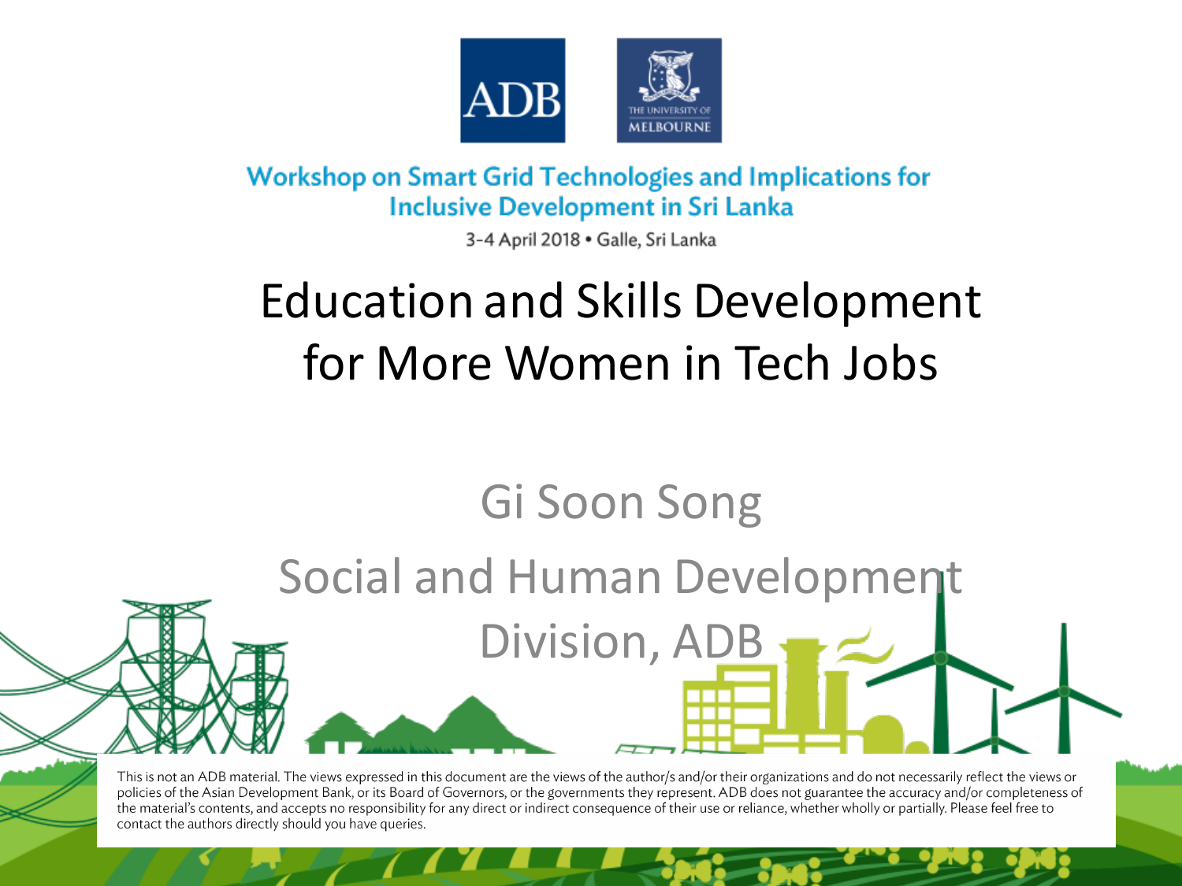Workshop on Smart Grid Technologies and Implications for Inclusive Development in Sri Lanka

3-4 April 2018 • Galle, Sri Lanka

# Education and Skills Development for More Women in Tech Jobs

Gi Soon Song

Social and Human Development Division, ADB

This is not an ADB material. The views expressed in this document are the views of the author/s and/or their organizations and do not necessarily reflect the views or policies of the Asian Development Bank, or its Board of Governors, or the governments they represent. ADB does not guarantee the accuracy and/or completeness of the material's contents, and accepts no responsibility for any direct or indirect consequence of their use or reliance, whether wholly or partially. Please feel free to contact the authors directly should you have queries.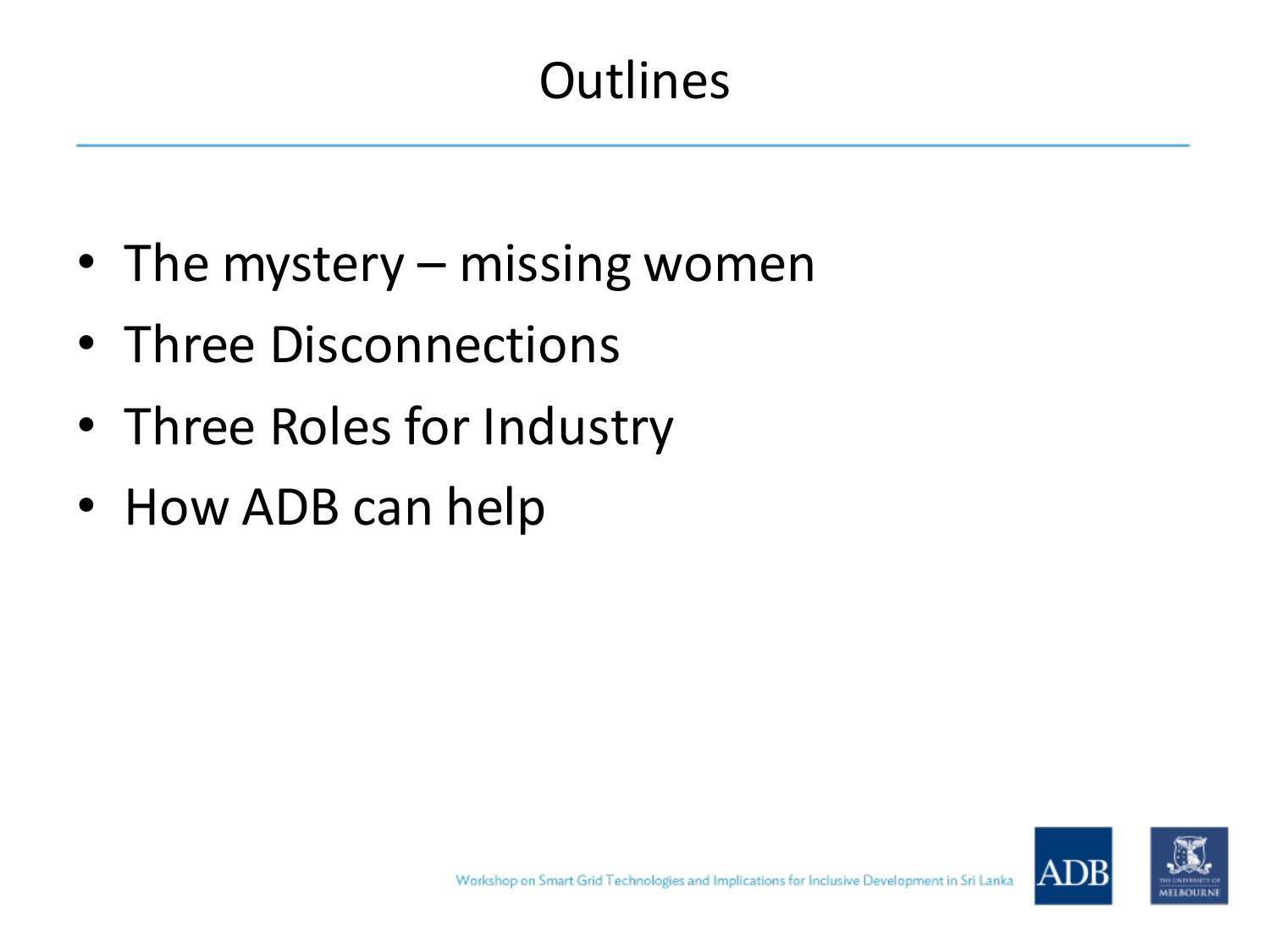# Outlines

- The mystery – missing women
- Three Disconnections
- Three Roles for Industry
- How ADB can help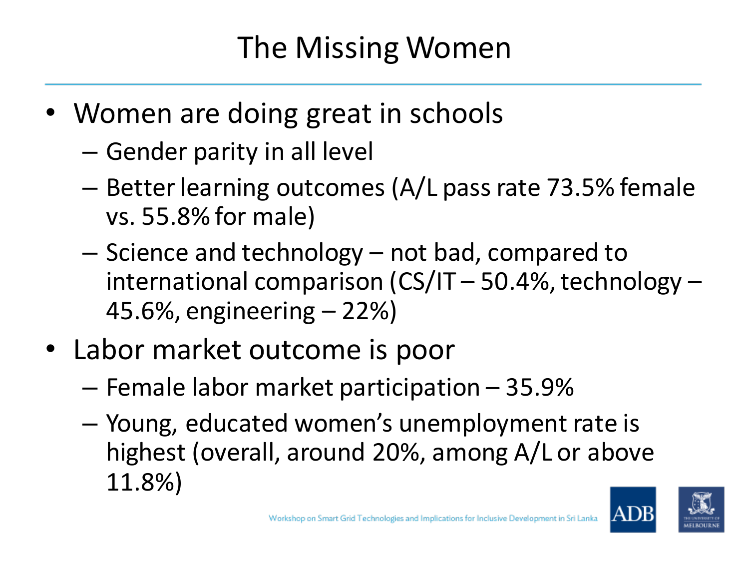# The Missing Women

- Women are doing great in schools
  - Gender parity in all level
  - Better learning outcomes (A/L pass rate 73.5% female vs. 55.8% for male)
  - Science and technology – not bad, compared to international comparison (CS/IT – 50.4%, technology – 45.6%, engineering – 22%)
- Labor market outcome is poor
  - Female labor market participation – 35.9%
  - Young, educated women's unemployment rate is highest (overall, around 20%, among A/L or above 11.8%)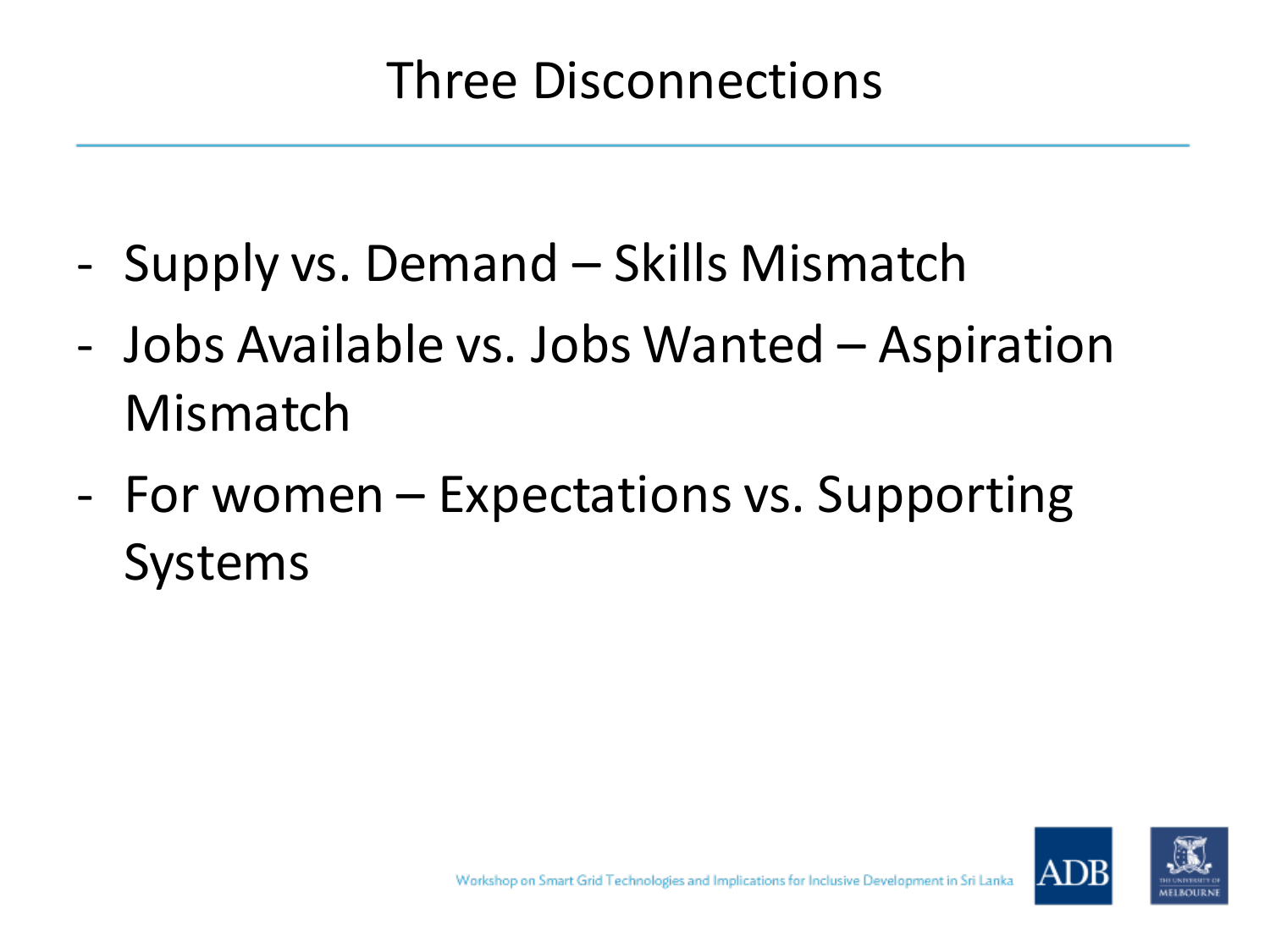# Three Disconnections

- Supply vs. Demand – Skills Mismatch
- Jobs Available vs. Jobs Wanted – Aspiration Mismatch
- For women – Expectations vs. Supporting Systems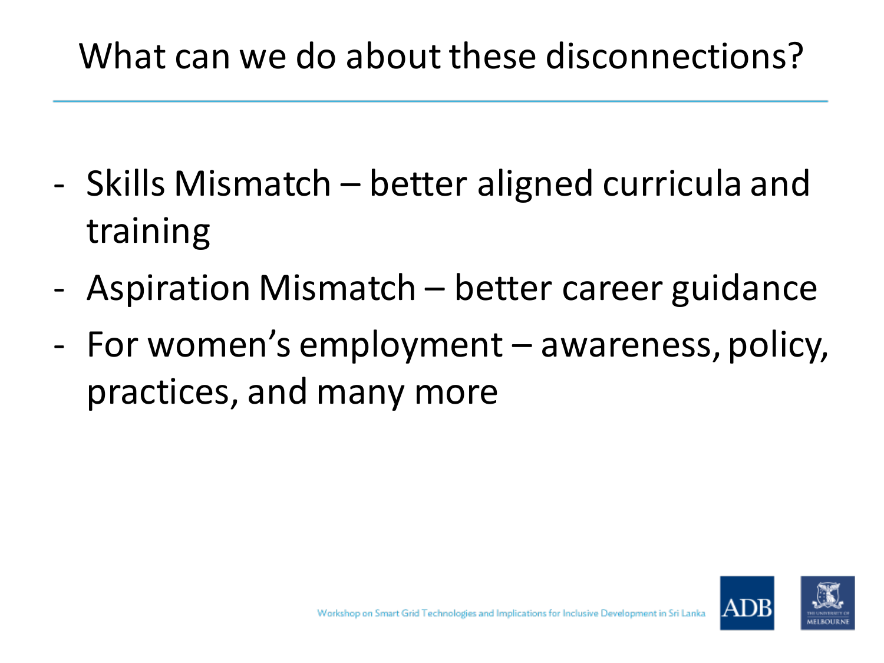# What can we do about these disconnections?

- Skills Mismatch – better aligned curricula and training
- Aspiration Mismatch – better career guidance
- For women's employment – awareness, policy, practices, and many more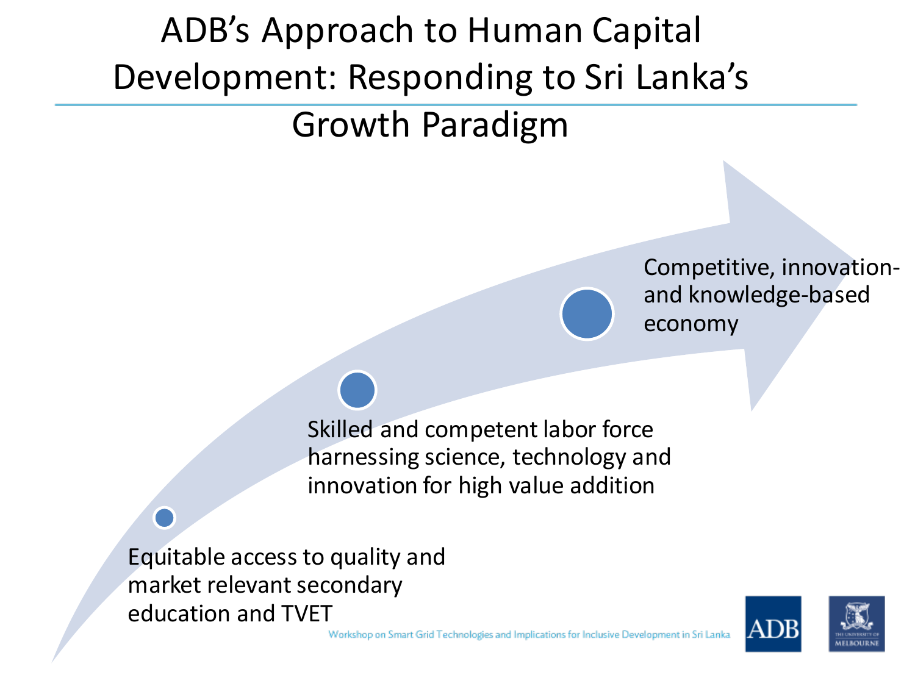# ADB's Approach to Human Capital Development: Responding to Sri Lanka's Growth Paradigm

- Equitable access to quality and market relevant secondary education and TVET
- Skilled and competent labor force harnessing science, technology and innovation for high value addition
- Competitive, innovation- and knowledge-based economy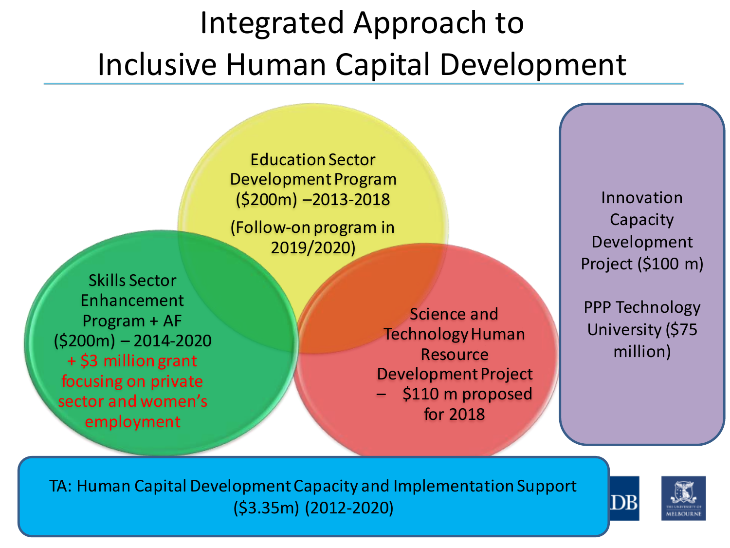# Integrated Approach to Inclusive Human Capital Development

Education Sector Development Program ($200m) –2013-2018

(Follow-on program in 2019/2020)

Skills Sector Enhancement Program + AF ($200m) – 2014-2020 + $3 million grant focusing on private sector and women's employment

Science and Technology Human Resource Development Project – $110 m proposed for 2018

Innovation Capacity Development Project ($100 m)

PPP Technology University ($75 million)

TA: Human Capital Development Capacity and Implementation Support ($3.35m) (2012-2020)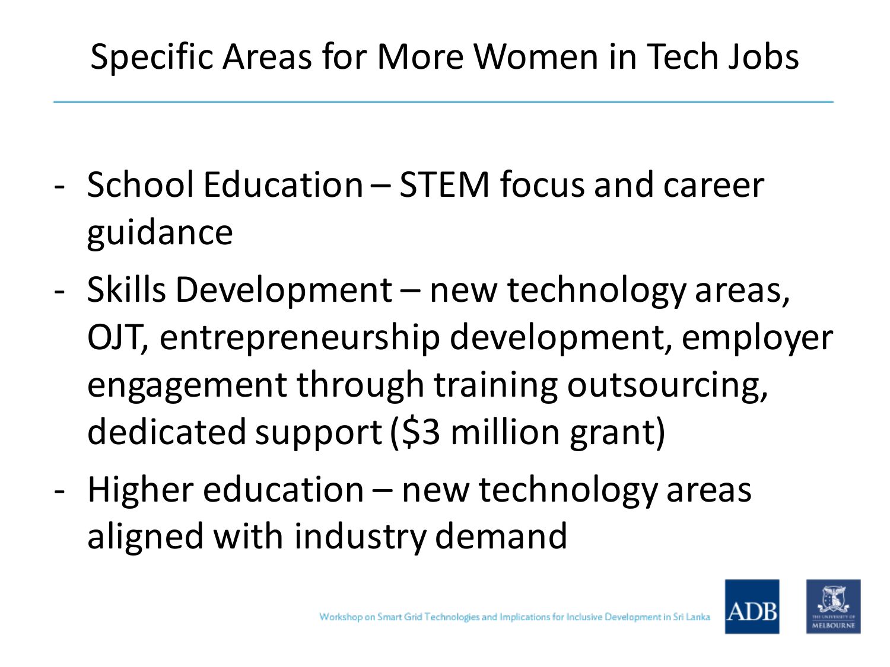# Specific Areas for More Women in Tech Jobs

- School Education – STEM focus and career guidance
- Skills Development – new technology areas, OJT, entrepreneurship development, employer engagement through training outsourcing, dedicated support ($3 million grant)
- Higher education – new technology areas aligned with industry demand